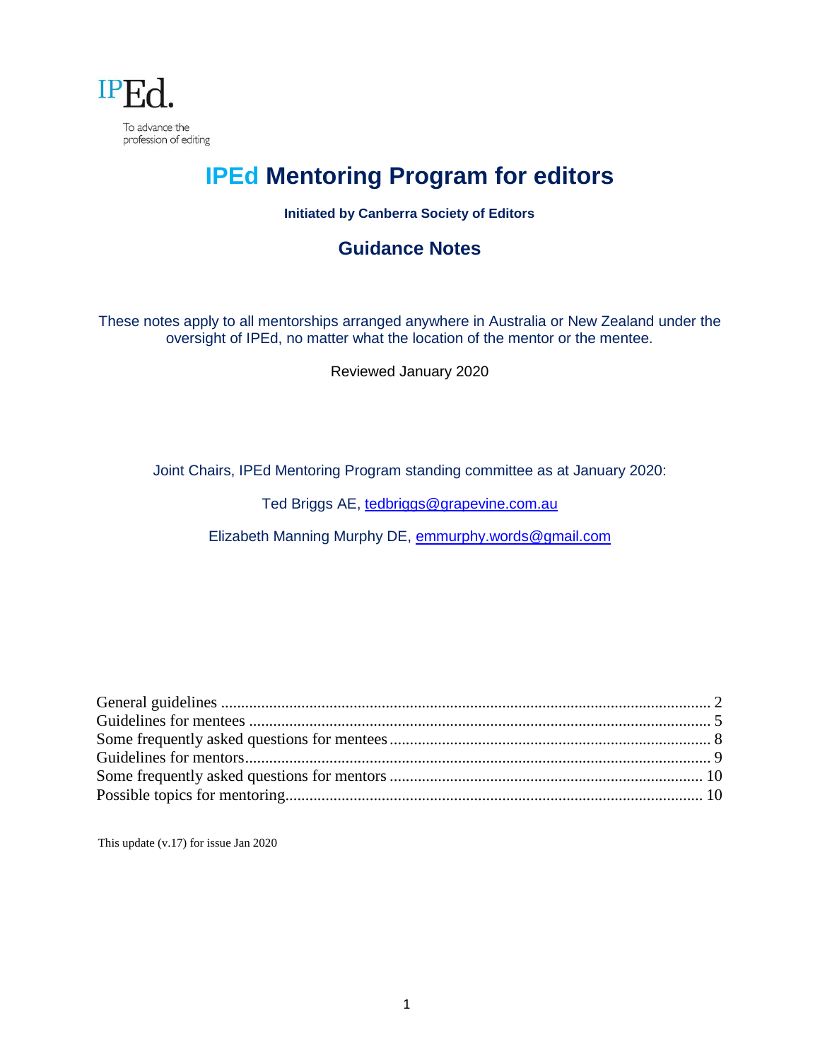IPEd.

To advance the profession of editing

# IPEd Mentoring Program for editors

**Initiated by Canberra Society of Editors**

## Guidance Notes

These notes apply to all mentorships arranged anywhere in Australia or New Zealand under the oversight of IPEd, no matter what the location of the mentor or the mentee.

Reviewed January 2020

Joint Chairs, IPEd Mentoring Program standing committee as at January 2020:

Ted Briggs AE, tedbriggs@grapevine.com.au

Elizabeth Manning Murphy DE, emmurphy.words@gmail.com

General guidelines ........................................................................................................ 2
Guidelines for mentees ................................................................................................. 5
Some frequently asked questions for mentees ............................................................... 8
Guidelines for mentors................................................................................................... 9
Some frequently asked questions for mentors ............................................................. 10
Possible topics for mentoring....................................................................................... 10

This update (v.17) for issue Jan 2020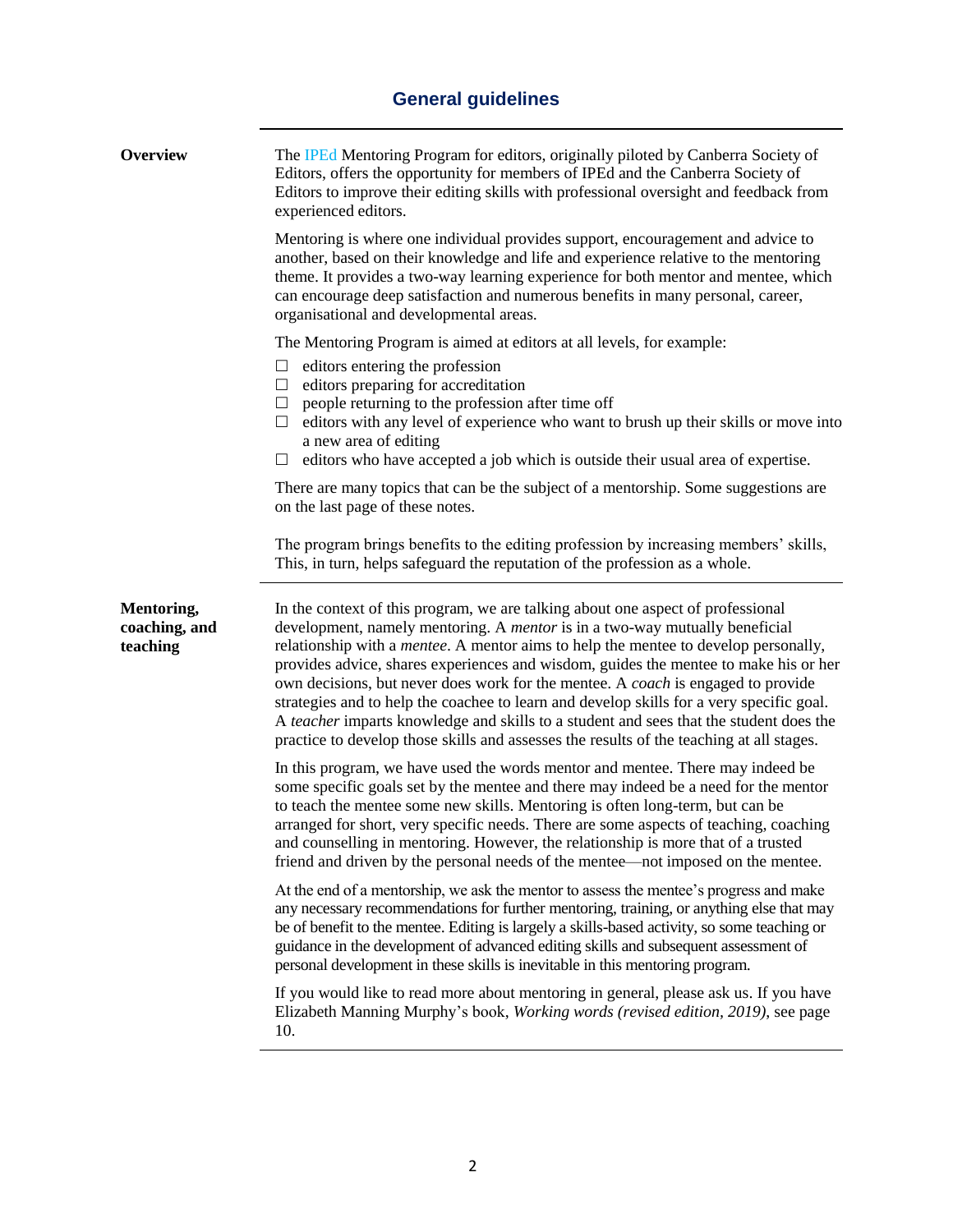# General guidelines

## Overview

The IPEd Mentoring Program for editors, originally piloted by Canberra Society of Editors, offers the opportunity for members of IPEd and the Canberra Society of Editors to improve their editing skills with professional oversight and feedback from experienced editors.

Mentoring is where one individual provides support, encouragement and advice to another, based on their knowledge and life and experience relative to the mentoring theme. It provides a two-way learning experience for both mentor and mentee, which can encourage deep satisfaction and numerous benefits in many personal, career, organisational and developmental areas.

The Mentoring Program is aimed at editors at all levels, for example:

- editors entering the profession
- editors preparing for accreditation
- people returning to the profession after time off
- editors with any level of experience who want to brush up their skills or move into a new area of editing
- editors who have accepted a job which is outside their usual area of expertise.

There are many topics that can be the subject of a mentorship. Some suggestions are on the last page of these notes.

The program brings benefits to the editing profession by increasing members' skills, This, in turn, helps safeguard the reputation of the profession as a whole.

## Mentoring, coaching, and teaching

In the context of this program, we are talking about one aspect of professional development, namely mentoring. A *mentor* is in a two-way mutually beneficial relationship with a *mentee*. A mentor aims to help the mentee to develop personally, provides advice, shares experiences and wisdom, guides the mentee to make his or her own decisions, but never does work for the mentee. A *coach* is engaged to provide strategies and to help the coachee to learn and develop skills for a very specific goal. A *teacher* imparts knowledge and skills to a student and sees that the student does the practice to develop those skills and assesses the results of the teaching at all stages.

In this program, we have used the words mentor and mentee. There may indeed be some specific goals set by the mentee and there may indeed be a need for the mentor to teach the mentee some new skills. Mentoring is often long-term, but can be arranged for short, very specific needs. There are some aspects of teaching, coaching and counselling in mentoring. However, the relationship is more that of a trusted friend and driven by the personal needs of the mentee—not imposed on the mentee.

At the end of a mentorship, we ask the mentor to assess the mentee's progress and make any necessary recommendations for further mentoring, training, or anything else that may be of benefit to the mentee. Editing is largely a skills-based activity, so some teaching or guidance in the development of advanced editing skills and subsequent assessment of personal development in these skills is inevitable in this mentoring program.

If you would like to read more about mentoring in general, please ask us. If you have Elizabeth Manning Murphy's book, *Working words (revised edition, 2019)*, see page 10.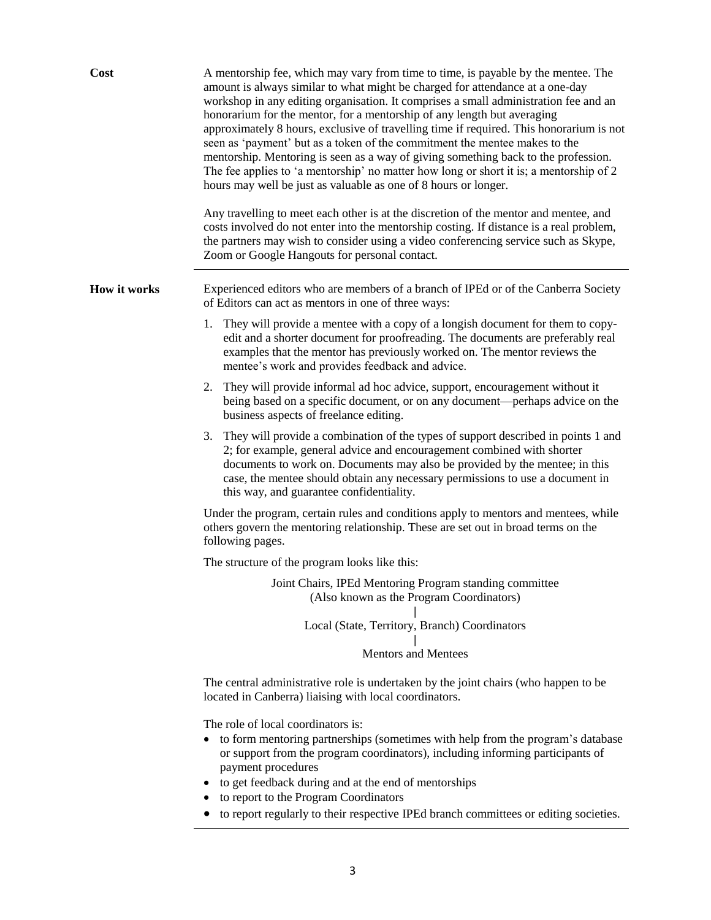## Cost

A mentorship fee, which may vary from time to time, is payable by the mentee. The amount is always similar to what might be charged for attendance at a one-day workshop in any editing organisation. It comprises a small administration fee and an honorarium for the mentor, for a mentorship of any length but averaging approximately 8 hours, exclusive of travelling time if required. This honorarium is not seen as 'payment' but as a token of the commitment the mentee makes to the mentorship. Mentoring is seen as a way of giving something back to the profession. The fee applies to 'a mentorship' no matter how long or short it is; a mentorship of 2 hours may well be just as valuable as one of 8 hours or longer.

Any travelling to meet each other is at the discretion of the mentor and mentee, and costs involved do not enter into the mentorship costing. If distance is a real problem, the partners may wish to consider using a video conferencing service such as Skype, Zoom or Google Hangouts for personal contact.

## How it works

Experienced editors who are members of a branch of IPEd or of the Canberra Society of Editors can act as mentors in one of three ways:

1. They will provide a mentee with a copy of a longish document for them to copy-edit and a shorter document for proofreading. The documents are preferably real examples that the mentor has previously worked on. The mentor reviews the mentee's work and provides feedback and advice.
2. They will provide informal ad hoc advice, support, encouragement without it being based on a specific document, or on any document—perhaps advice on the business aspects of freelance editing.
3. They will provide a combination of the types of support described in points 1 and 2; for example, general advice and encouragement combined with shorter documents to work on. Documents may also be provided by the mentee; in this case, the mentee should obtain any necessary permissions to use a document in this way, and guarantee confidentiality.

Under the program, certain rules and conditions apply to mentors and mentees, while others govern the mentoring relationship. These are set out in broad terms on the following pages.

The structure of the program looks like this:

Joint Chairs, IPEd Mentoring Program standing committee
(Also known as the Program Coordinators)
|
Local (State, Territory, Branch) Coordinators
|
Mentors and Mentees

The central administrative role is undertaken by the joint chairs (who happen to be located in Canberra) liaising with local coordinators.

The role of local coordinators is:

- to form mentoring partnerships (sometimes with help from the program's database or support from the program coordinators), including informing participants of payment procedures
- to get feedback during and at the end of mentorships
- to report to the Program Coordinators
- to report regularly to their respective IPEd branch committees or editing societies.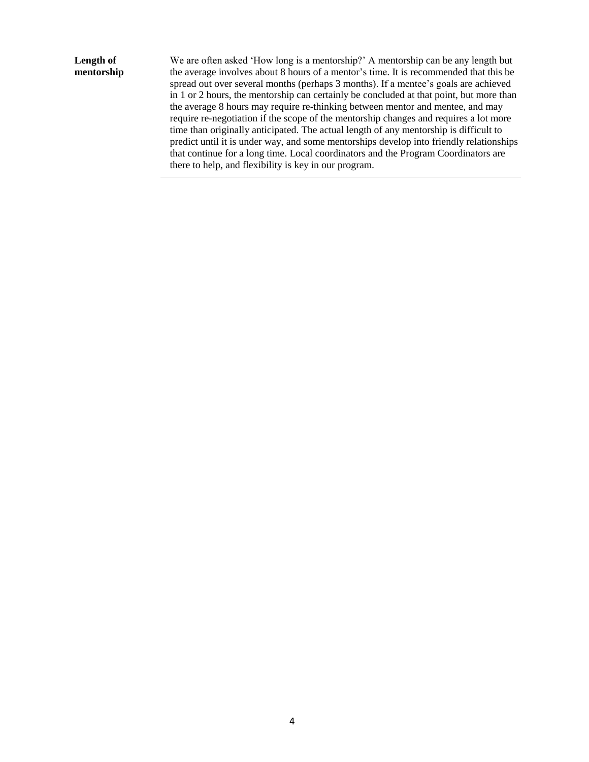**Length of mentorship**

We are often asked 'How long is a mentorship?' A mentorship can be any length but the average involves about 8 hours of a mentor's time. It is recommended that this be spread out over several months (perhaps 3 months). If a mentee's goals are achieved in 1 or 2 hours, the mentorship can certainly be concluded at that point, but more than the average 8 hours may require re-thinking between mentor and mentee, and may require re-negotiation if the scope of the mentorship changes and requires a lot more time than originally anticipated. The actual length of any mentorship is difficult to predict until it is under way, and some mentorships develop into friendly relationships that continue for a long time. Local coordinators and the Program Coordinators are there to help, and flexibility is key in our program.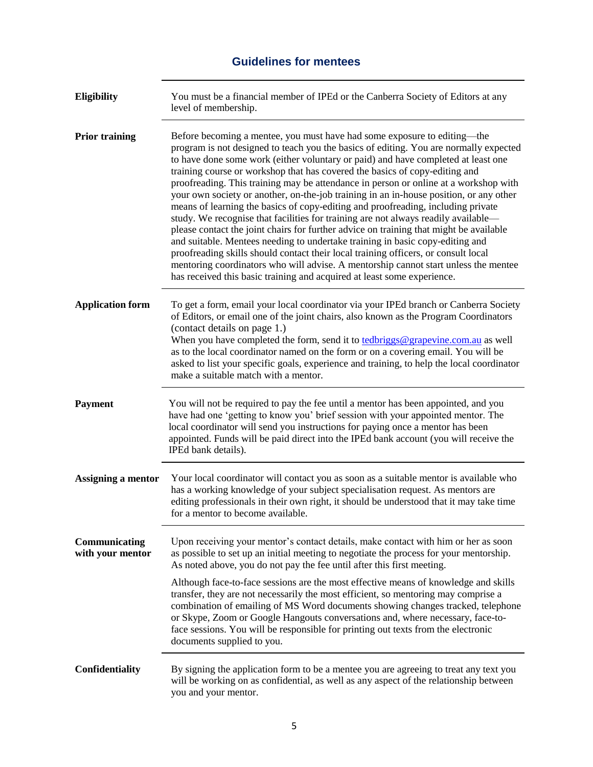## Guidelines for mentees

| | |
|---|---|
| **Eligibility** | You must be a financial member of IPEd or the Canberra Society of Editors at any level of membership. |
| **Prior training** | Before becoming a mentee, you must have had some exposure to editing—the program is not designed to teach you the basics of editing. You are normally expected to have done some work (either voluntary or paid) and have completed at least one training course or workshop that has covered the basics of copy-editing and proofreading. This training may be attendance in person or online at a workshop with your own society or another, on-the-job training in an in-house position, or any other means of learning the basics of copy-editing and proofreading, including private study. We recognise that facilities for training are not always readily available—please contact the joint chairs for further advice on training that might be available and suitable. Mentees needing to undertake training in basic copy-editing and proofreading skills should contact their local training officers, or consult local mentoring coordinators who will advise. A mentorship cannot start unless the mentee has received this basic training and acquired at least some experience. |
| **Application form** | To get a form, email your local coordinator via your IPEd branch or Canberra Society of Editors, or email one of the joint chairs, also known as the Program Coordinators (contact details on page 1.) When you have completed the form, send it to tedbriggs@grapevine.com.au as well as to the local coordinator named on the form or on a covering email. You will be asked to list your specific goals, experience and training, to help the local coordinator make a suitable match with a mentor. |
| **Payment** | You will not be required to pay the fee until a mentor has been appointed, and you have had one 'getting to know you' brief session with your appointed mentor. The local coordinator will send you instructions for paying once a mentor has been appointed. Funds will be paid direct into the IPEd bank account (you will receive the IPEd bank details). |
| **Assigning a mentor** | Your local coordinator will contact you as soon as a suitable mentor is available who has a working knowledge of your subject specialisation request. As mentors are editing professionals in their own right, it should be understood that it may take time for a mentor to become available. |
| **Communicating with your mentor** | Upon receiving your mentor's contact details, make contact with him or her as soon as possible to set up an initial meeting to negotiate the process for your mentorship. As noted above, you do not pay the fee until after this first meeting. <br><br> Although face-to-face sessions are the most effective means of knowledge and skills transfer, they are not necessarily the most efficient, so mentoring may comprise a combination of emailing of MS Word documents showing changes tracked, telephone or Skype, Zoom or Google Hangouts conversations and, where necessary, face-to-face sessions. You will be responsible for printing out texts from the electronic documents supplied to you. |
| **Confidentiality** | By signing the application form to be a mentee you are agreeing to treat any text you will be working on as confidential, as well as any aspect of the relationship between you and your mentor. |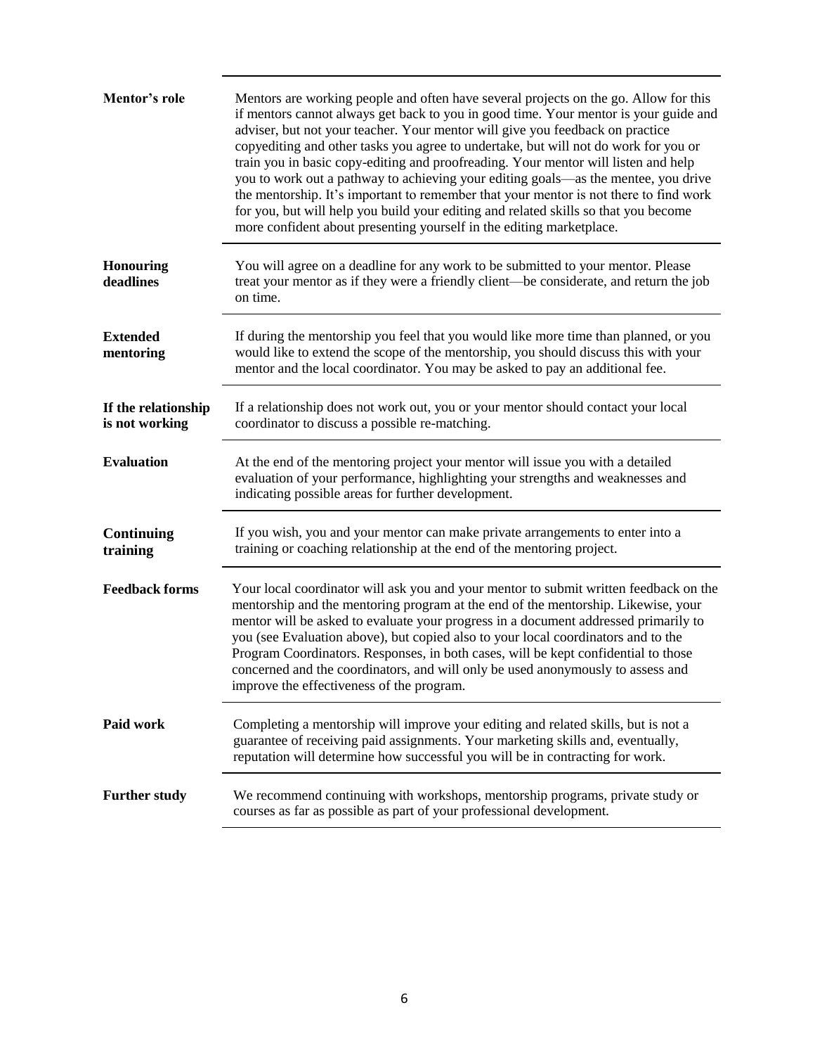| | |
|---|---|
| **Mentor's role** | Mentors are working people and often have several projects on the go. Allow for this if mentors cannot always get back to you in good time. Your mentor is your guide and adviser, but not your teacher. Your mentor will give you feedback on practice copyediting and other tasks you agree to undertake, but will not do work for you or train you in basic copy-editing and proofreading. Your mentor will listen and help you to work out a pathway to achieving your editing goals—as the mentee, you drive the mentorship. It's important to remember that your mentor is not there to find work for you, but will help you build your editing and related skills so that you become more confident about presenting yourself in the editing marketplace. |
| **Honouring deadlines** | You will agree on a deadline for any work to be submitted to your mentor. Please treat your mentor as if they were a friendly client—be considerate, and return the job on time. |
| **Extended mentoring** | If during the mentorship you feel that you would like more time than planned, or you would like to extend the scope of the mentorship, you should discuss this with your mentor and the local coordinator. You may be asked to pay an additional fee. |
| **If the relationship is not working** | If a relationship does not work out, you or your mentor should contact your local coordinator to discuss a possible re-matching. |
| **Evaluation** | At the end of the mentoring project your mentor will issue you with a detailed evaluation of your performance, highlighting your strengths and weaknesses and indicating possible areas for further development. |
| **Continuing training** | If you wish, you and your mentor can make private arrangements to enter into a training or coaching relationship at the end of the mentoring project. |
| **Feedback forms** | Your local coordinator will ask you and your mentor to submit written feedback on the mentorship and the mentoring program at the end of the mentorship. Likewise, your mentor will be asked to evaluate your progress in a document addressed primarily to you (see Evaluation above), but copied also to your local coordinators and to the Program Coordinators. Responses, in both cases, will be kept confidential to those concerned and the coordinators, and will only be used anonymously to assess and improve the effectiveness of the program. |
| **Paid work** | Completing a mentorship will improve your editing and related skills, but is not a guarantee of receiving paid assignments. Your marketing skills and, eventually, reputation will determine how successful you will be in contracting for work. |
| **Further study** | We recommend continuing with workshops, mentorship programs, private study or courses as far as possible as part of your professional development. |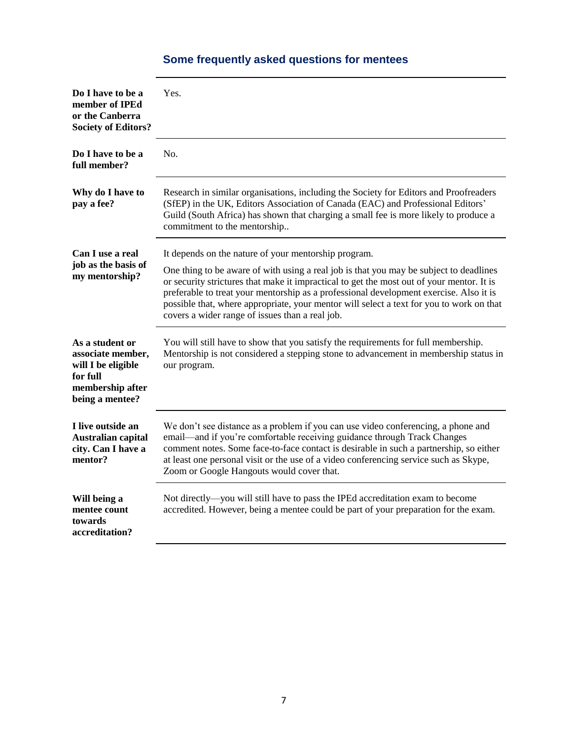## Some frequently asked questions for mentees

| | |
|---|---|
| **Do I have to be a member of IPEd or the Canberra Society of Editors?** | Yes. |
| **Do I have to be a full member?** | No. |
| **Why do I have to pay a fee?** | Research in similar organisations, including the Society for Editors and Proofreaders (SfEP) in the UK, Editors Association of Canada (EAC) and Professional Editors' Guild (South Africa) has shown that charging a small fee is more likely to produce a commitment to the mentorship.. |
| **Can I use a real job as the basis of my mentorship?** | It depends on the nature of your mentorship program. One thing to be aware of with using a real job is that you may be subject to deadlines or security strictures that make it impractical to get the most out of your mentor. It is preferable to treat your mentorship as a professional development exercise. Also it is possible that, where appropriate, your mentor will select a text for you to work on that covers a wider range of issues than a real job. |
| **As a student or associate member, will I be eligible for full membership after being a mentee?** | You will still have to show that you satisfy the requirements for full membership. Mentorship is not considered a stepping stone to advancement in membership status in our program. |
| **I live outside an Australian capital city. Can I have a mentor?** | We don't see distance as a problem if you can use video conferencing, a phone and email—and if you're comfortable receiving guidance through Track Changes comment notes. Some face-to-face contact is desirable in such a partnership, so either at least one personal visit or the use of a video conferencing service such as Skype, Zoom or Google Hangouts would cover that. |
| **Will being a mentee count towards accreditation?** | Not directly—you will still have to pass the IPEd accreditation exam to become accredited. However, being a mentee could be part of your preparation for the exam. |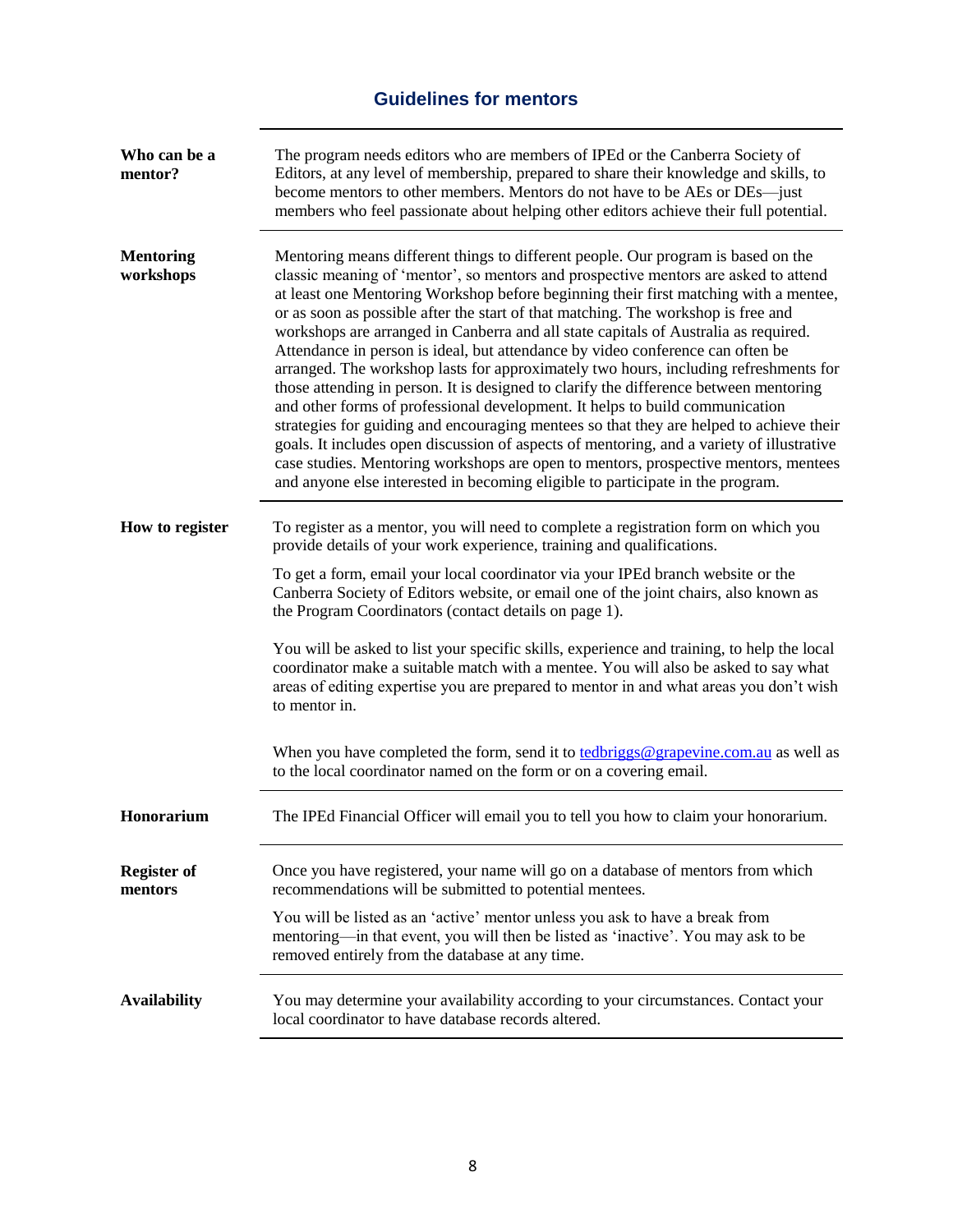## Guidelines for mentors

**Who can be a mentor?**

The program needs editors who are members of IPEd or the Canberra Society of Editors, at any level of membership, prepared to share their knowledge and skills, to become mentors to other members. Mentors do not have to be AEs or DEs—just members who feel passionate about helping other editors achieve their full potential.

**Mentoring workshops**

Mentoring means different things to different people. Our program is based on the classic meaning of 'mentor', so mentors and prospective mentors are asked to attend at least one Mentoring Workshop before beginning their first matching with a mentee, or as soon as possible after the start of that matching. The workshop is free and workshops are arranged in Canberra and all state capitals of Australia as required. Attendance in person is ideal, but attendance by video conference can often be arranged. The workshop lasts for approximately two hours, including refreshments for those attending in person. It is designed to clarify the difference between mentoring and other forms of professional development. It helps to build communication strategies for guiding and encouraging mentees so that they are helped to achieve their goals. It includes open discussion of aspects of mentoring, and a variety of illustrative case studies. Mentoring workshops are open to mentors, prospective mentors, mentees and anyone else interested in becoming eligible to participate in the program.

**How to register**

To register as a mentor, you will need to complete a registration form on which you provide details of your work experience, training and qualifications.

To get a form, email your local coordinator via your IPEd branch website or the Canberra Society of Editors website, or email one of the joint chairs, also known as the Program Coordinators (contact details on page 1).

You will be asked to list your specific skills, experience and training, to help the local coordinator make a suitable match with a mentee. You will also be asked to say what areas of editing expertise you are prepared to mentor in and what areas you don't wish to mentor in.

When you have completed the form, send it to tedbriggs@grapevine.com.au as well as to the local coordinator named on the form or on a covering email.

**Honorarium**

The IPEd Financial Officer will email you to tell you how to claim your honorarium.

**Register of mentors**

Once you have registered, your name will go on a database of mentors from which recommendations will be submitted to potential mentees.

You will be listed as an 'active' mentor unless you ask to have a break from mentoring—in that event, you will then be listed as 'inactive'. You may ask to be removed entirely from the database at any time.

**Availability**

You may determine your availability according to your circumstances. Contact your local coordinator to have database records altered.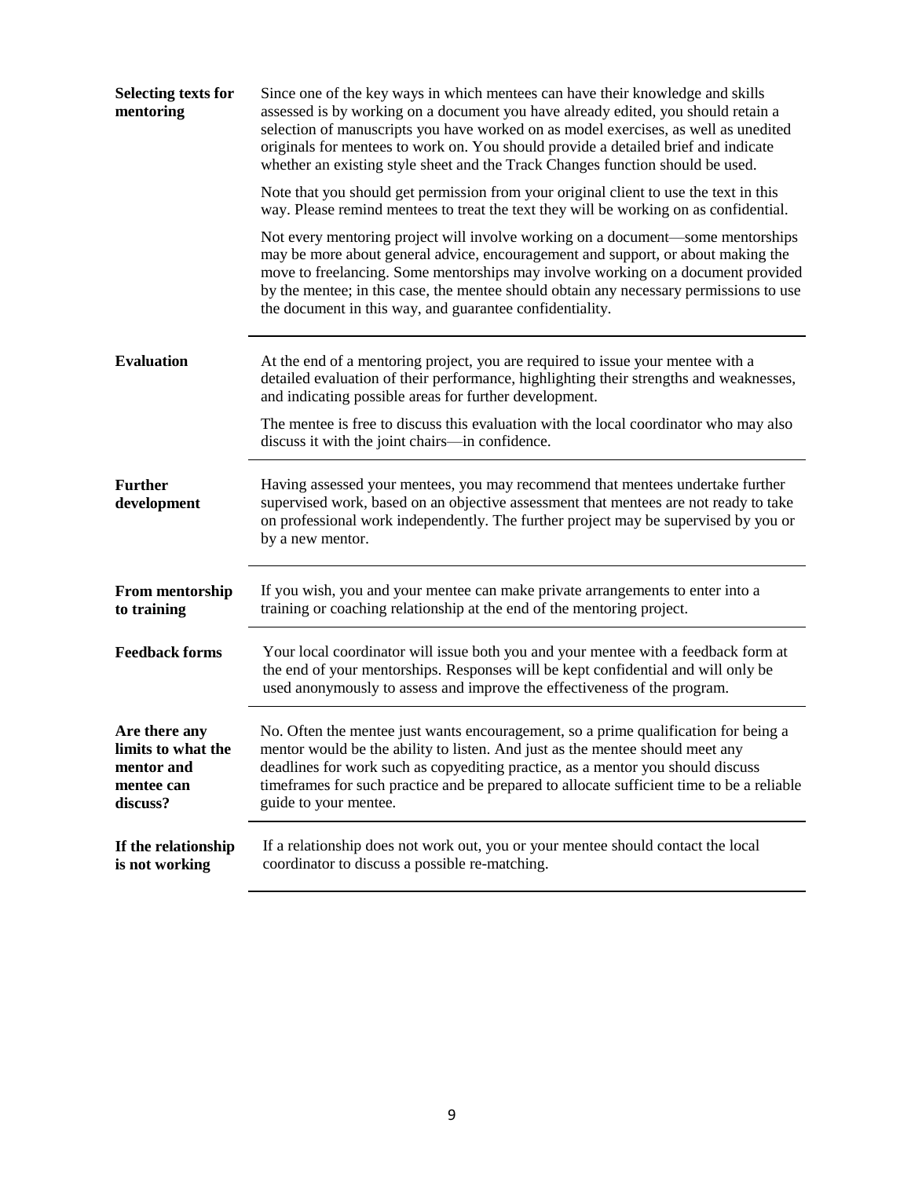| | |
|---|---|
| **Selecting texts for mentoring** | Since one of the key ways in which mentees can have their knowledge and skills assessed is by working on a document you have already edited, you should retain a selection of manuscripts you have worked on as model exercises, as well as unedited originals for mentees to work on. You should provide a detailed brief and indicate whether an existing style sheet and the Track Changes function should be used.<br><br>Note that you should get permission from your original client to use the text in this way. Please remind mentees to treat the text they will be working on as confidential.<br><br>Not every mentoring project will involve working on a document—some mentorships may be more about general advice, encouragement and support, or about making the move to freelancing. Some mentorships may involve working on a document provided by the mentee; in this case, the mentee should obtain any necessary permissions to use the document in this way, and guarantee confidentiality. |
| **Evaluation** | At the end of a mentoring project, you are required to issue your mentee with a detailed evaluation of their performance, highlighting their strengths and weaknesses, and indicating possible areas for further development.<br><br>The mentee is free to discuss this evaluation with the local coordinator who may also discuss it with the joint chairs—in confidence. |
| **Further development** | Having assessed your mentees, you may recommend that mentees undertake further supervised work, based on an objective assessment that mentees are not ready to take on professional work independently. The further project may be supervised by you or by a new mentor. |
| **From mentorship to training** | If you wish, you and your mentee can make private arrangements to enter into a training or coaching relationship at the end of the mentoring project. |
| **Feedback forms** | Your local coordinator will issue both you and your mentee with a feedback form at the end of your mentorships. Responses will be kept confidential and will only be used anonymously to assess and improve the effectiveness of the program. |
| **Are there any limits to what the mentor and mentee can discuss?** | No. Often the mentee just wants encouragement, so a prime qualification for being a mentor would be the ability to listen. And just as the mentee should meet any deadlines for work such as copyediting practice, as a mentor you should discuss timeframes for such practice and be prepared to allocate sufficient time to be a reliable guide to your mentee. |
| **If the relationship is not working** | If a relationship does not work out, you or your mentee should contact the local coordinator to discuss a possible re-matching. |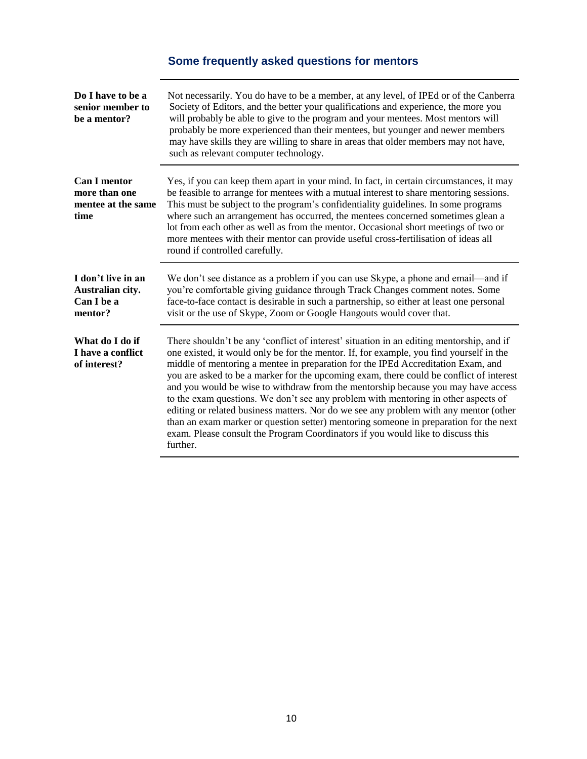## Some frequently asked questions for mentors

| | |
|---|---|
| **Do I have to be a senior member to be a mentor?** | Not necessarily. You do have to be a member, at any level, of IPEd or of the Canberra Society of Editors, and the better your qualifications and experience, the more you will probably be able to give to the program and your mentees. Most mentors will probably be more experienced than their mentees, but younger and newer members may have skills they are willing to share in areas that older members may not have, such as relevant computer technology. |
| **Can I mentor more than one mentee at the same time** | Yes, if you can keep them apart in your mind. In fact, in certain circumstances, it may be feasible to arrange for mentees with a mutual interest to share mentoring sessions. This must be subject to the program's confidentiality guidelines. In some programs where such an arrangement has occurred, the mentees concerned sometimes glean a lot from each other as well as from the mentor. Occasional short meetings of two or more mentees with their mentor can provide useful cross-fertilisation of ideas all round if controlled carefully. |
| **I don't live in an Australian city. Can I be a mentor?** | We don't see distance as a problem if you can use Skype, a phone and email—and if you're comfortable giving guidance through Track Changes comment notes. Some face-to-face contact is desirable in such a partnership, so either at least one personal visit or the use of Skype, Zoom or Google Hangouts would cover that. |
| **What do I do if I have a conflict of interest?** | There shouldn't be any 'conflict of interest' situation in an editing mentorship, and if one existed, it would only be for the mentor. If, for example, you find yourself in the middle of mentoring a mentee in preparation for the IPEd Accreditation Exam, and you are asked to be a marker for the upcoming exam, there could be conflict of interest and you would be wise to withdraw from the mentorship because you may have access to the exam questions. We don't see any problem with mentoring in other aspects of editing or related business matters. Nor do we see any problem with any mentor (other than an exam marker or question setter) mentoring someone in preparation for the next exam. Please consult the Program Coordinators if you would like to discuss this further. |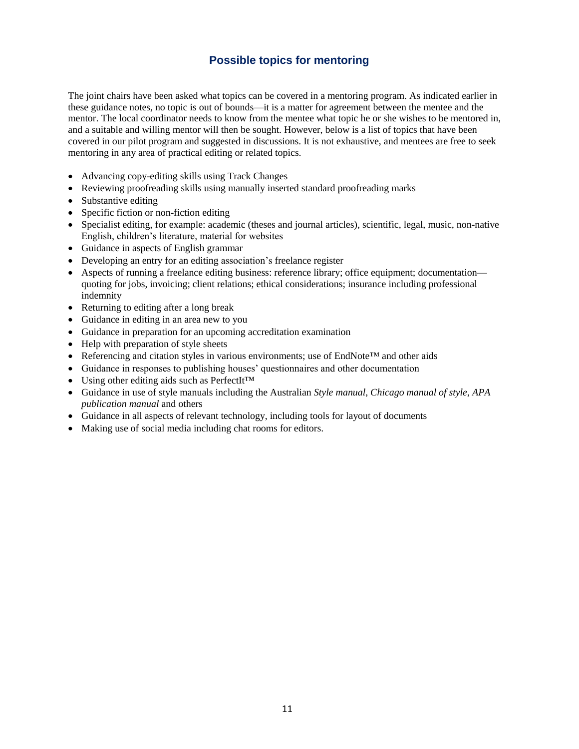## Possible topics for mentoring

The joint chairs have been asked what topics can be covered in a mentoring program. As indicated earlier in these guidance notes, no topic is out of bounds—it is a matter for agreement between the mentee and the mentor. The local coordinator needs to know from the mentee what topic he or she wishes to be mentored in, and a suitable and willing mentor will then be sought. However, below is a list of topics that have been covered in our pilot program and suggested in discussions. It is not exhaustive, and mentees are free to seek mentoring in any area of practical editing or related topics.

- Advancing copy-editing skills using Track Changes
- Reviewing proofreading skills using manually inserted standard proofreading marks
- Substantive editing
- Specific fiction or non-fiction editing
- Specialist editing, for example: academic (theses and journal articles), scientific, legal, music, non-native English, children's literature, material for websites
- Guidance in aspects of English grammar
- Developing an entry for an editing association's freelance register
- Aspects of running a freelance editing business: reference library; office equipment; documentation—quoting for jobs, invoicing; client relations; ethical considerations; insurance including professional indemnity
- Returning to editing after a long break
- Guidance in editing in an area new to you
- Guidance in preparation for an upcoming accreditation examination
- Help with preparation of style sheets
- Referencing and citation styles in various environments; use of EndNote™ and other aids
- Guidance in responses to publishing houses' questionnaires and other documentation
- Using other editing aids such as PerfectIt™
- Guidance in use of style manuals including the Australian *Style manual*, *Chicago manual of style*, *APA publication manual* and others
- Guidance in all aspects of relevant technology, including tools for layout of documents
- Making use of social media including chat rooms for editors.